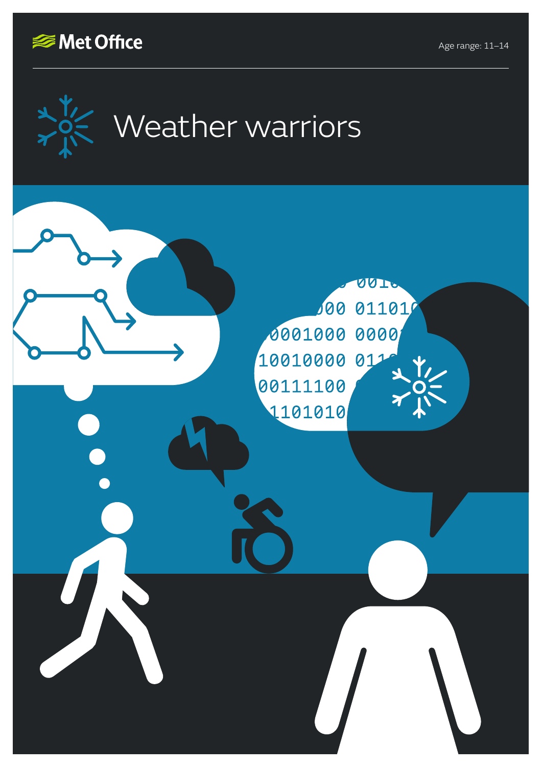Met Office

Age range: 11–14

# Weather warriors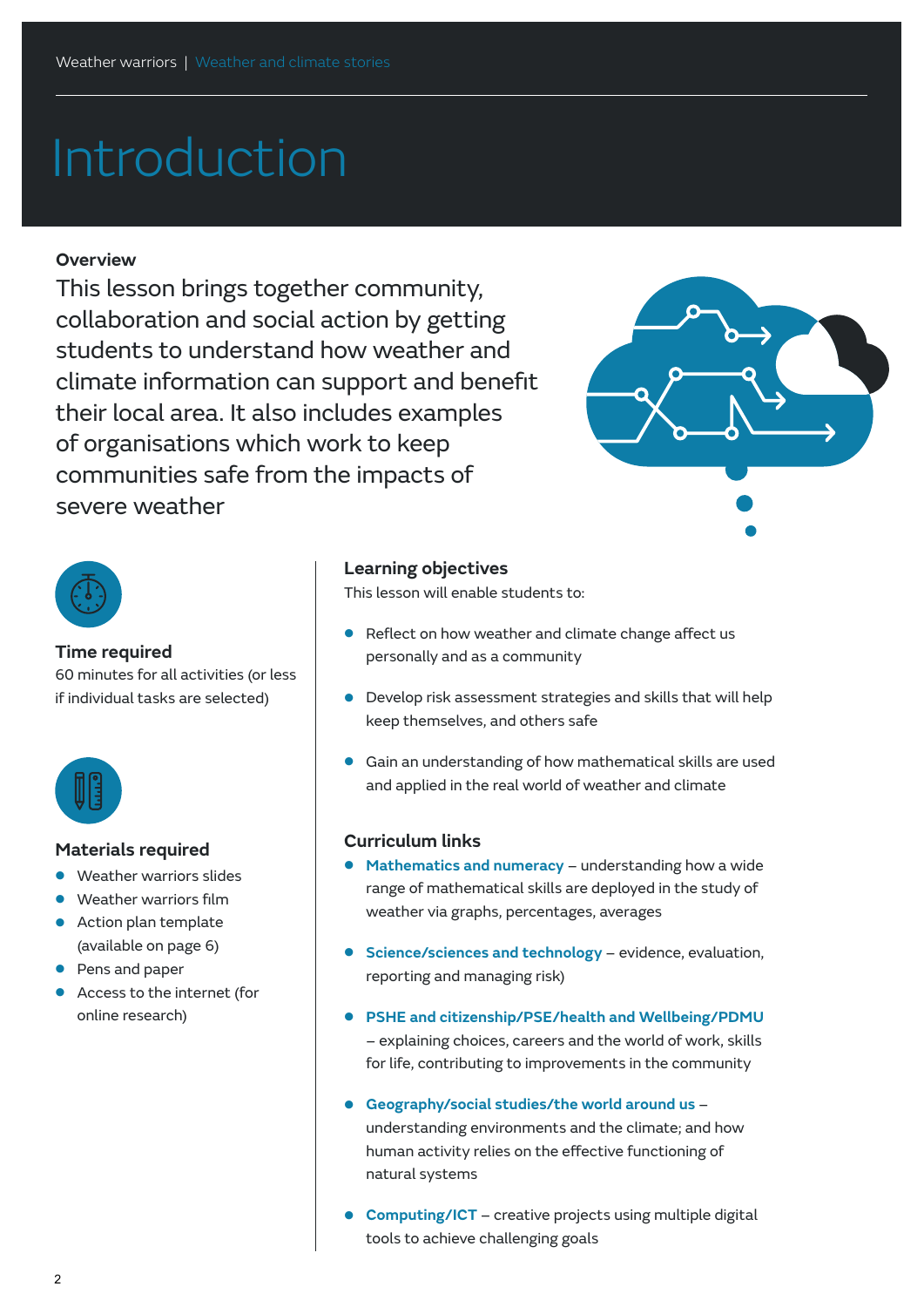# Introduction

### Overview

This lesson brings together community, collaboration and social action by getting students to understand how weather and climate information can support and benefit their local area. It also includes examples of organisations which work to keep communities safe from the impacts of severe weather

### Time required

60 minutes for all activities (or less if individual tasks are selected)

### Materials required

- Weather warriors slides
- Weather warriors film
- Action plan template (available on page 6)
- Pens and paper
- Access to the internet (for online research)

### Learning objectives

This lesson will enable students to:

- Reflect on how weather and climate change affect us personally and as a community
- Develop risk assessment strategies and skills that will help keep themselves, and others safe
- Gain an understanding of how mathematical skills are used and applied in the real world of weather and climate

### Curriculum links

- **Mathematics and numeracy** – understanding how a wide range of mathematical skills are deployed in the study of weather via graphs, percentages, averages
- **Science/sciences and technology** – evidence, evaluation, reporting and managing risk)
- **PSHE and citizenship/PSE/health and Wellbeing/PDMU** – explaining choices, careers and the world of work, skills for life, contributing to improvements in the community
- **Geography/social studies/the world around us** – understanding environments and the climate; and how human activity relies on the effective functioning of natural systems
- **Computing/ICT** – creative projects using multiple digital tools to achieve challenging goals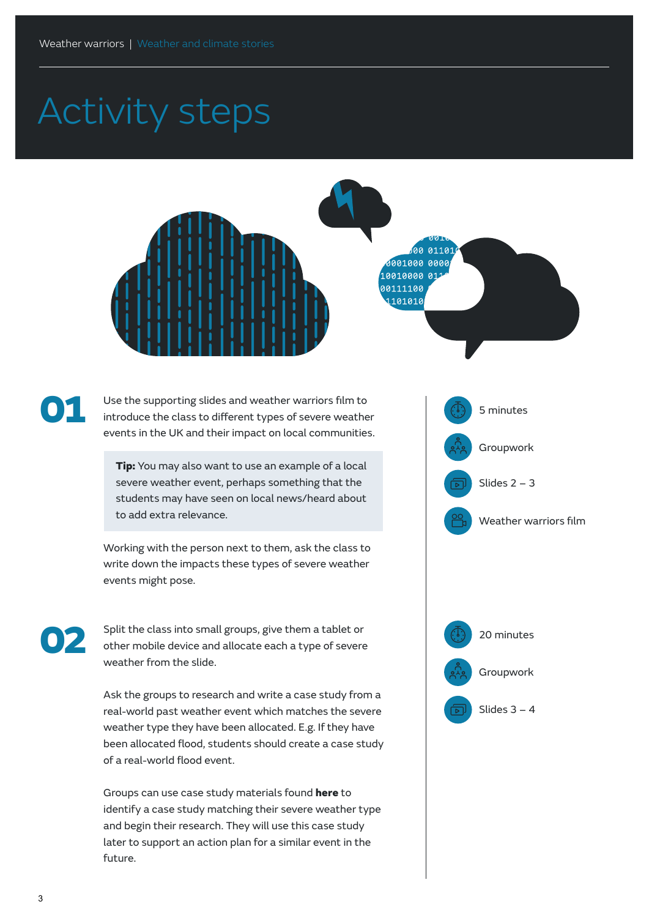# Activity steps

**01**

Use the supporting slides and weather warriors film to introduce the class to different types of severe weather events in the UK and their impact on local communities.

> **Tip:** You may also want to use an example of a local severe weather event, perhaps something that the students may have seen on local news/heard about to add extra relevance.

Working with the person next to them, ask the class to write down the impacts these types of severe weather events might pose.

- 5 minutes
- Groupwork
- Slides 2 – 3
- Weather warriors film

**02**

Split the class into small groups, give them a tablet or other mobile device and allocate each a type of severe weather from the slide.

Ask the groups to research and write a case study from a real-world past weather event which matches the severe weather type they have been allocated. E.g. If they have been allocated flood, students should create a case study of a real-world flood event.

Groups can use case study materials found **here** to identify a case study matching their severe weather type and begin their research. They will use this case study later to support an action plan for a similar event in the future.

- 20 minutes
- Groupwork
- Slides 3 – 4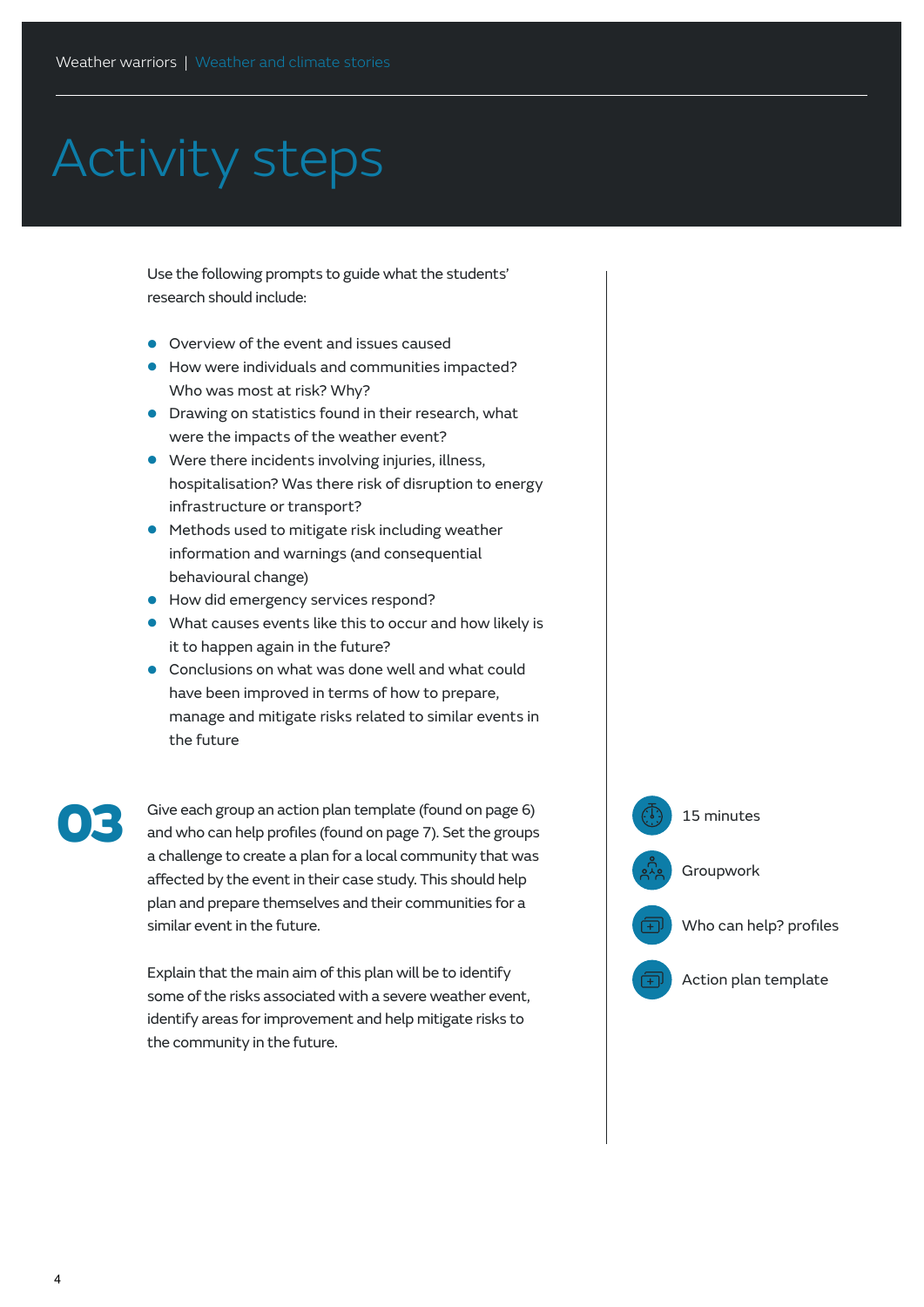# Activity steps

Use the following prompts to guide what the students' research should include:

- Overview of the event and issues caused
- How were individuals and communities impacted? Who was most at risk? Why?
- Drawing on statistics found in their research, what were the impacts of the weather event?
- Were there incidents involving injuries, illness, hospitalisation? Was there risk of disruption to energy infrastructure or transport?
- Methods used to mitigate risk including weather information and warnings (and consequential behavioural change)
- How did emergency services respond?
- What causes events like this to occur and how likely is it to happen again in the future?
- Conclusions on what was done well and what could have been improved in terms of how to prepare, manage and mitigate risks related to similar events in the future

**03**

Give each group an action plan template (found on page 6) and who can help profiles (found on page 7). Set the groups a challenge to create a plan for a local community that was affected by the event in their case study. This should help plan and prepare themselves and their communities for a similar event in the future.

Explain that the main aim of this plan will be to identify some of the risks associated with a severe weather event, identify areas for improvement and help mitigate risks to the community in the future.

- 15 minutes
- Groupwork
- Who can help? profiles
- Action plan template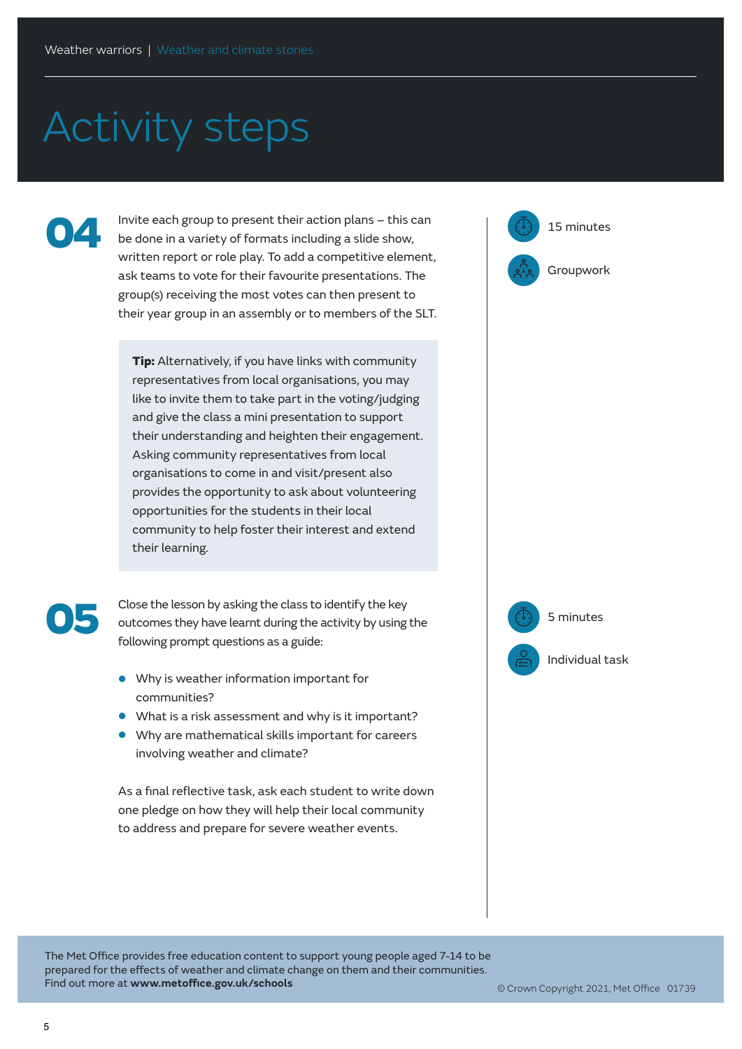# Activity steps

**04**

Invite each group to present their action plans – this can be done in a variety of formats including a slide show, written report or role play. To add a competitive element, ask teams to vote for their favourite presentations. The group(s) receiving the most votes can then present to their year group in an assembly or to members of the SLT.

15 minutes

Groupwork

> **Tip:** Alternatively, if you have links with community representatives from local organisations, you may like to invite them to take part in the voting/judging and give the class a mini presentation to support their understanding and heighten their engagement. Asking community representatives from local organisations to come in and visit/present also provides the opportunity to ask about volunteering opportunities for the students in their local community to help foster their interest and extend their learning.

**05**

Close the lesson by asking the class to identify the key outcomes they have learnt during the activity by using the following prompt questions as a guide:

5 minutes

Individual task

- Why is weather information important for communities?
- What is a risk assessment and why is it important?
- Why are mathematical skills important for careers involving weather and climate?

As a final reflective task, ask each student to write down one pledge on how they will help their local community to address and prepare for severe weather events.

The Met Office provides free education content to support young people aged 7-14 to be prepared for the effects of weather and climate change on them and their communities. Find out more at **www.metoffice.gov.uk/schools**

© Crown Copyright 2021, Met Office 01739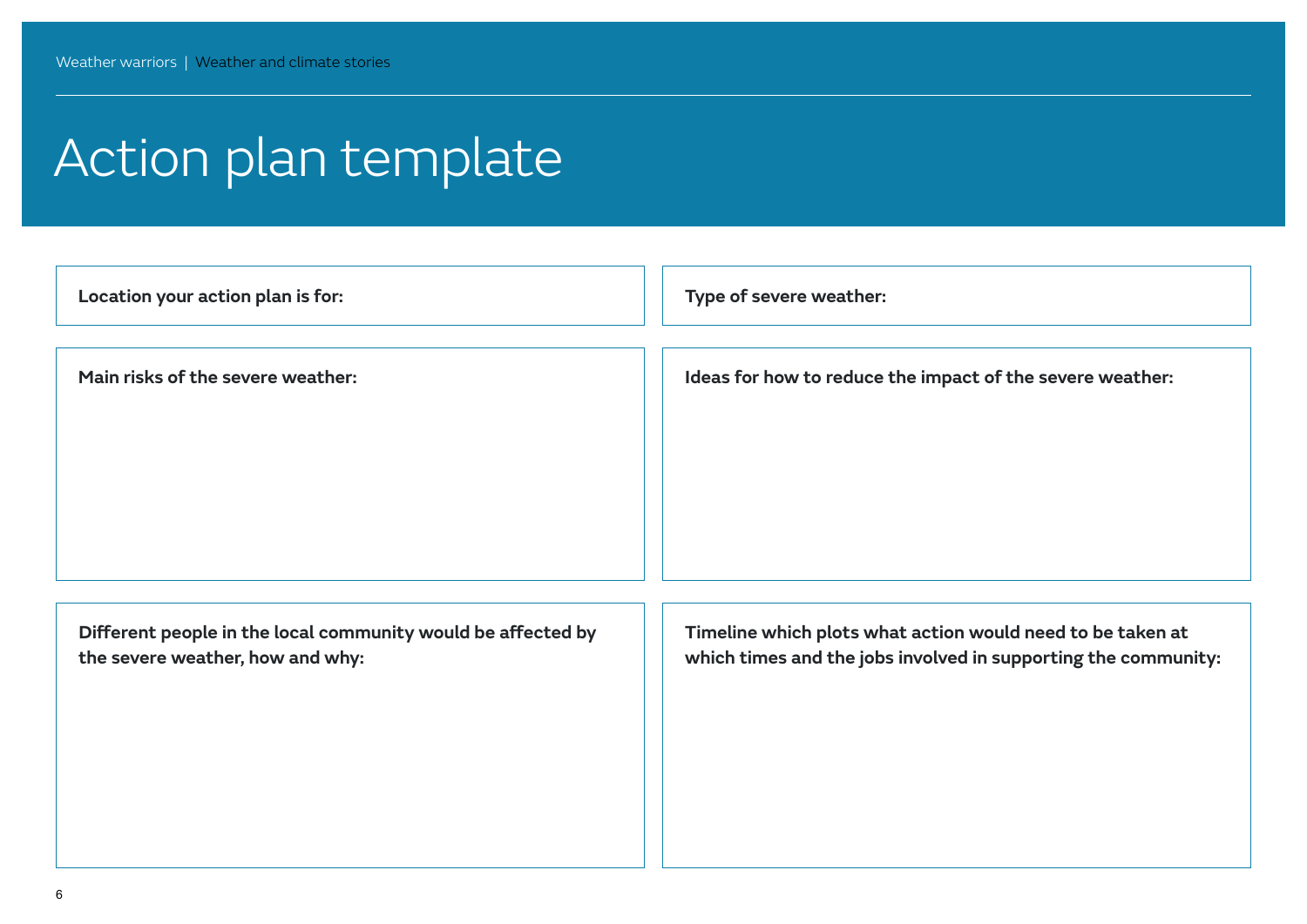# Action plan template

**Location your action plan is for:**

**Type of severe weather:**

**Main risks of the severe weather:**

**Ideas for how to reduce the impact of the severe weather:**

**Different people in the local community would be affected by the severe weather, how and why:**

**Timeline which plots what action would need to be taken at which times and the jobs involved in supporting the community:**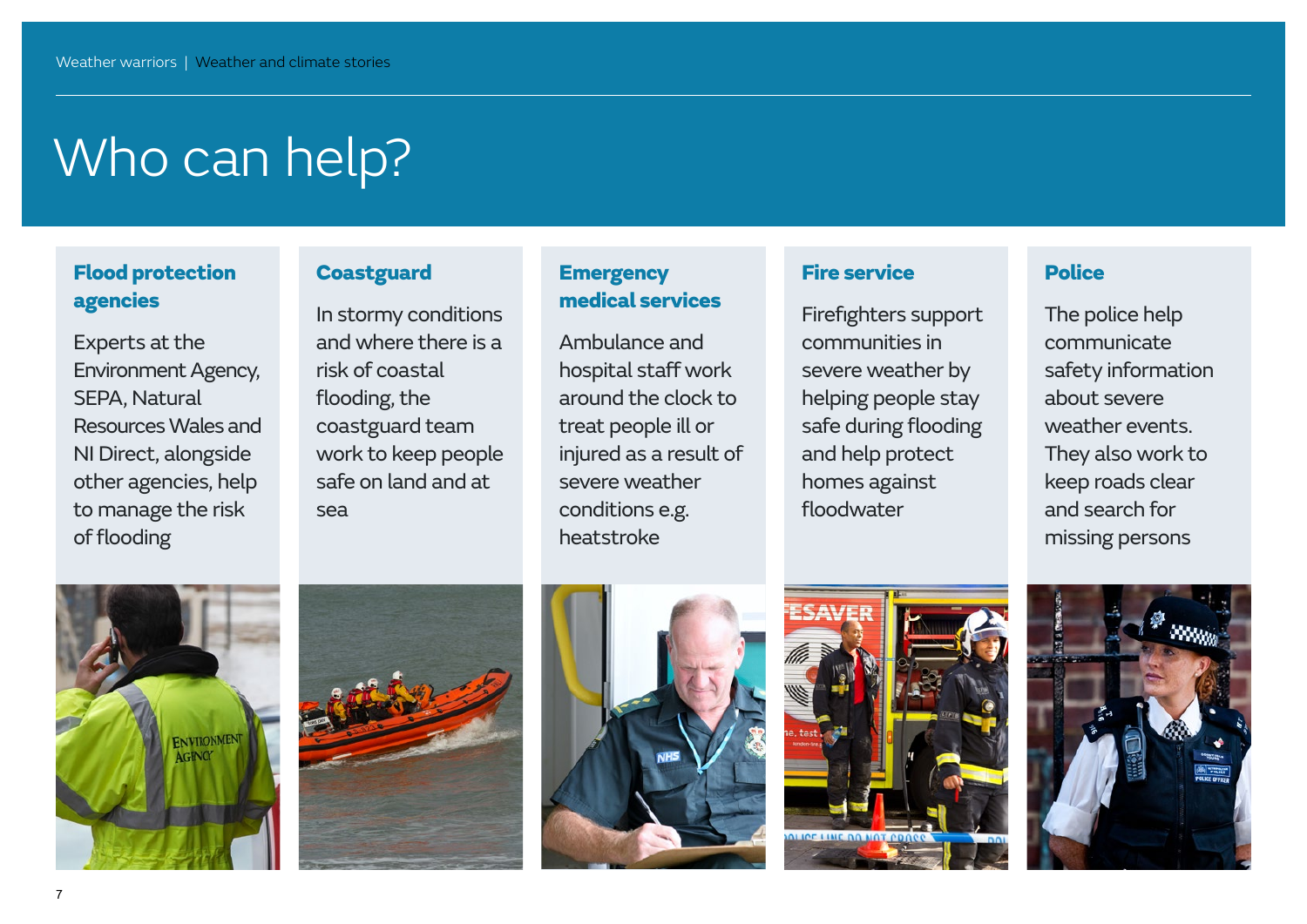# Who can help?

### Flood protection agencies

Experts at the Environment Agency, SEPA, Natural Resources Wales and NI Direct, alongside other agencies, help to manage the risk of flooding

### Coastguard

In stormy conditions and where there is a risk of coastal flooding, the coastguard team work to keep people safe on land and at sea

### Emergency medical services

Ambulance and hospital staff work around the clock to treat people ill or injured as a result of severe weather conditions e.g. heatstroke

### Fire service

Firefighters support communities in severe weather by helping people stay safe during flooding and help protect homes against floodwater

### Police

The police help communicate safety information about severe weather events. They also work to keep roads clear and search for missing persons